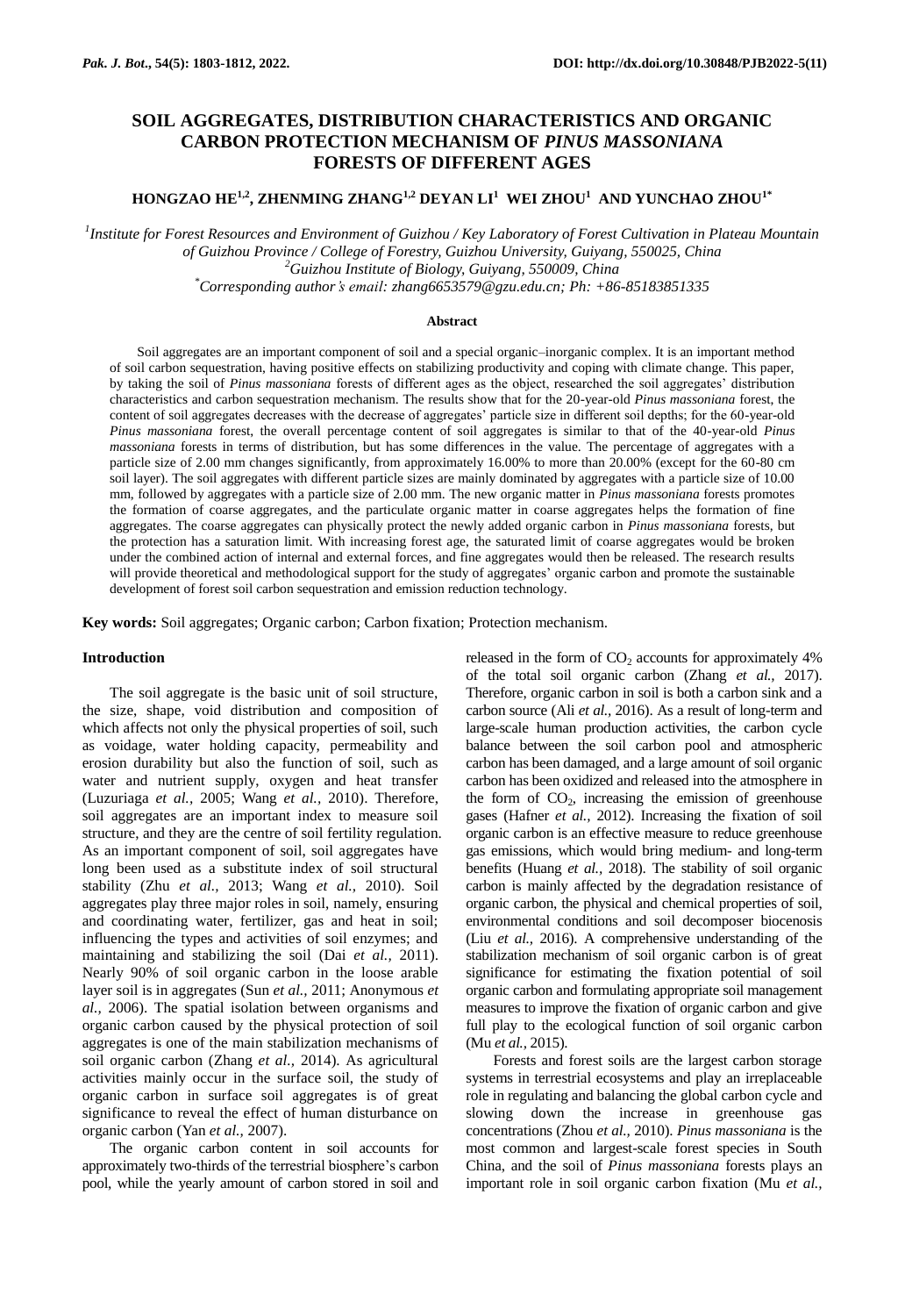# SOIL AGGREGATES, DISTRIBUTION CHARACTERISTICS AND ORGANIC CARBON PROTECTION MECHANISM OF *PINUS MASSONIANA* FORESTS OF DIFFERENT AGES

**HONGZAO HE[1,2], ZHENMING ZHANG[1,2] DEYAN LI[1] WEI ZHOU[1] AND YUNCHAO ZHOU[1*]**

*[1]Institute for Forest Resources and Environment of Guizhou / Key Laboratory of Forest Cultivation in Plateau Mountain of Guizhou Province / College of Forestry, Guizhou University, Guiyang, 550025, China*

*[2]Guizhou Institute of Biology, Guiyang, 550009, China*

*[*]Corresponding author's email: zhang6653579@gzu.edu.cn; Ph: +86-85183851335*

## Abstract

Soil aggregates are an important component of soil and a special organic–inorganic complex. It is an important method of soil carbon sequestration, having positive effects on stabilizing productivity and coping with climate change. This paper, by taking the soil of *Pinus massoniana* forests of different ages as the object, researched the soil aggregates' distribution characteristics and carbon sequestration mechanism. The results show that for the 20-year-old *Pinus massoniana* forest, the content of soil aggregates decreases with the decrease of aggregates' particle size in different soil depths; for the 60-year-old *Pinus massoniana* forest, the overall percentage content of soil aggregates is similar to that of the 40-year-old *Pinus massoniana* forests in terms of distribution, but has some differences in the value. The percentage of aggregates with a particle size of 2.00 mm changes significantly, from approximately 16.00% to more than 20.00% (except for the 60-80 cm soil layer). The soil aggregates with different particle sizes are mainly dominated by aggregates with a particle size of 10.00 mm, followed by aggregates with a particle size of 2.00 mm. The new organic matter in *Pinus massoniana* forests promotes the formation of coarse aggregates, and the particulate organic matter in coarse aggregates helps the formation of fine aggregates. The coarse aggregates can physically protect the newly added organic carbon in *Pinus massoniana* forests, but the protection has a saturation limit. With increasing forest age, the saturated limit of coarse aggregates would be broken under the combined action of internal and external forces, and fine aggregates would then be released. The research results will provide theoretical and methodological support for the study of aggregates' organic carbon and promote the sustainable development of forest soil carbon sequestration and emission reduction technology.

**Key words:** Soil aggregates; Organic carbon; Carbon fixation; Protection mechanism.

## Introduction

The soil aggregate is the basic unit of soil structure, the size, shape, void distribution and composition of which affects not only the physical properties of soil, such as voidage, water holding capacity, permeability and erosion durability but also the function of soil, such as water and nutrient supply, oxygen and heat transfer (Luzuriaga *et al.,* 2005; Wang *et al.,* 2010). Therefore, soil aggregates are an important index to measure soil structure, and they are the centre of soil fertility regulation. As an important component of soil, soil aggregates have long been used as a substitute index of soil structural stability (Zhu *et al.,* 2013; Wang *et al.,* 2010). Soil aggregates play three major roles in soil, namely, ensuring and coordinating water, fertilizer, gas and heat in soil; influencing the types and activities of soil enzymes; and maintaining and stabilizing the soil (Dai *et al.,* 2011). Nearly 90% of soil organic carbon in the loose arable layer soil is in aggregates (Sun *et al.,* 2011; Anonymous *et al.,* 2006). The spatial isolation between organisms and organic carbon caused by the physical protection of soil aggregates is one of the main stabilization mechanisms of soil organic carbon (Zhang *et al.,* 2014). As agricultural activities mainly occur in the surface soil, the study of organic carbon in surface soil aggregates is of great significance to reveal the effect of human disturbance on organic carbon (Yan *et al.,* 2007).

The organic carbon content in soil accounts for approximately two-thirds of the terrestrial biosphere's carbon pool, while the yearly amount of carbon stored in soil and released in the form of $CO_2$ accounts for approximately 4% of the total soil organic carbon (Zhang *et al.,* 2017). Therefore, organic carbon in soil is both a carbon sink and a carbon source (Ali *et al.,* 2016). As a result of long-term and large-scale human production activities, the carbon cycle balance between the soil carbon pool and atmospheric carbon has been damaged, and a large amount of soil organic carbon has been oxidized and released into the atmosphere in the form of $CO_2$, increasing the emission of greenhouse gases (Hafner *et al.,* 2012). Increasing the fixation of soil organic carbon is an effective measure to reduce greenhouse gas emissions, which would bring medium- and long-term benefits (Huang *et al.,* 2018). The stability of soil organic carbon is mainly affected by the degradation resistance of organic carbon, the physical and chemical properties of soil, environmental conditions and soil decomposer biocenosis (Liu *et al.,* 2016). A comprehensive understanding of the stabilization mechanism of soil organic carbon is of great significance for estimating the fixation potential of soil organic carbon and formulating appropriate soil management measures to improve the fixation of organic carbon and give full play to the ecological function of soil organic carbon (Mu *et al.,* 2015).

Forests and forest soils are the largest carbon storage systems in terrestrial ecosystems and play an irreplaceable role in regulating and balancing the global carbon cycle and slowing down the increase in greenhouse gas concentrations (Zhou *et al.,* 2010). *Pinus massoniana* is the most common and largest-scale forest species in South China, and the soil of *Pinus massoniana* forests plays an important role in soil organic carbon fixation (Mu *et al.,*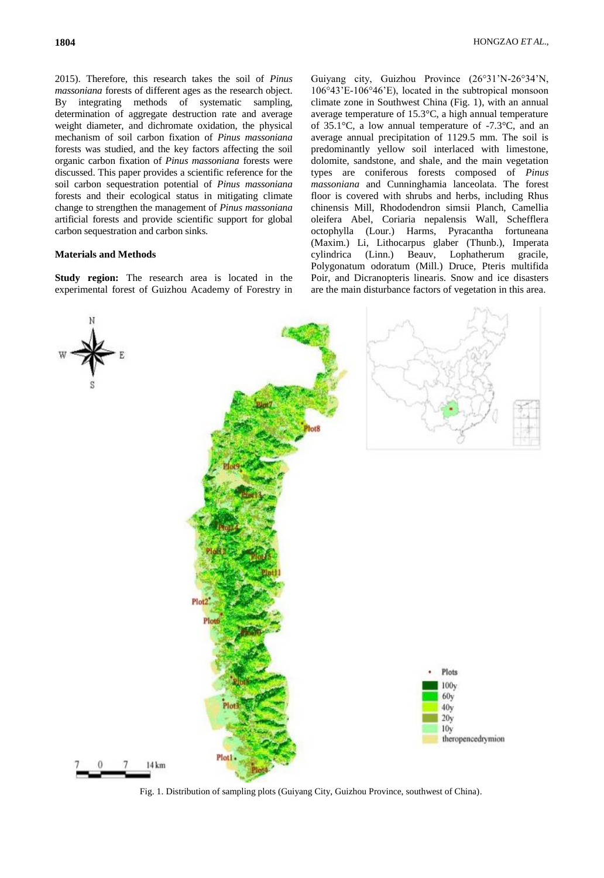2015). Therefore, this research takes the soil of *Pinus massoniana* forests of different ages as the research object. By integrating methods of systematic sampling, determination of aggregate destruction rate and average weight diameter, and dichromate oxidation, the physical mechanism of soil carbon fixation of *Pinus massoniana* forests was studied, and the key factors affecting the soil organic carbon fixation of *Pinus massoniana* forests were discussed. This paper provides a scientific reference for the soil carbon sequestration potential of *Pinus massoniana* forests and their ecological status in mitigating climate change to strengthen the management of *Pinus massoniana* artificial forests and provide scientific support for global carbon sequestration and carbon sinks.

## Materials and Methods

**Study region:** The research area is located in the experimental forest of Guizhou Academy of Forestry in Guiyang city, Guizhou Province (26°31'N-26°34'N, 106°43'E-106°46'E), located in the subtropical monsoon climate zone in Southwest China (Fig. 1), with an annual average temperature of 15.3°C, a high annual temperature of 35.1°C, a low annual temperature of -7.3°C, and an average annual precipitation of 1129.5 mm. The soil is predominantly yellow soil interlaced with limestone, dolomite, sandstone, and shale, and the main vegetation types are coniferous forests composed of *Pinus massoniana* and Cunninghamia lanceolata. The forest floor is covered with shrubs and herbs, including Rhus chinensis Mill, Rhododendron simsii Planch, Camellia oleifera Abel, Coriaria nepalensis Wall, Schefflera octophylla (Lour.) Harms, Pyracantha fortuneana (Maxim.) Li, Lithocarpus glaber (Thunb.), Imperata cylindrica (Linn.) Beauv, Lophatherum gracile, Polygonatum odoratum (Mill.) Druce, Pteris multifida Poir, and Dicranopteris linearis. Snow and ice disasters are the main disturbance factors of vegetation in this area.

Fig. 1. Distribution of sampling plots (Guiyang City, Guizhou Province, southwest of China).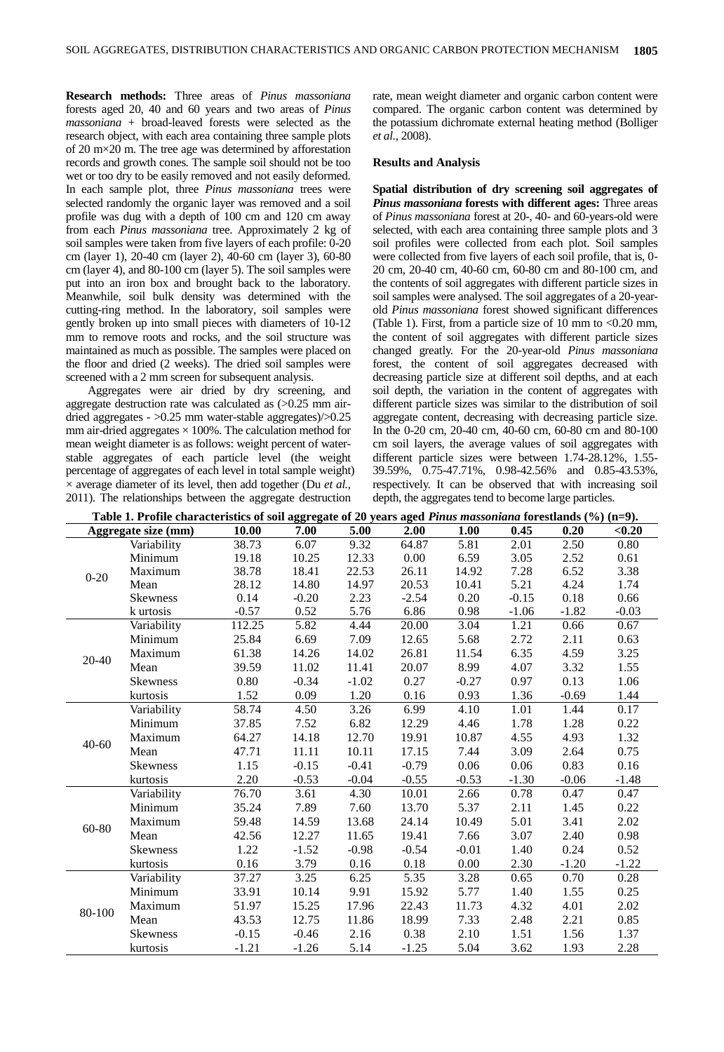**Research methods:** Three areas of *Pinus massoniana* forests aged 20, 40 and 60 years and two areas of *Pinus massoniana* + broad-leaved forests were selected as the research object, with each area containing three sample plots of 20 m×20 m. The tree age was determined by afforestation records and growth cones. The sample soil should not be too wet or too dry to be easily removed and not easily deformed. In each sample plot, three *Pinus massoniana* trees were selected randomly the organic layer was removed and a soil profile was dug with a depth of 100 cm and 120 cm away from each *Pinus massoniana* tree. Approximately 2 kg of soil samples were taken from each profile: 0-20 cm (layer 1), 20-40 cm (layer 2), 40-60 cm (layer 3), 60-80 cm (layer 4), and 80-100 cm (layer 5). The soil samples were put into an iron box and brought back to the laboratory. Meanwhile, soil bulk density was determined with the cutting-ring method. In the laboratory, soil samples were gently broken up into small pieces with diameters of 10-12 mm to remove roots and rocks, and the soil structure was maintained as much as possible. The samples were placed on the floor and dried (2 weeks). The dried soil samples were screened with a 2 mm screen for subsequent analysis.

Aggregates were air dried by dry screening, and aggregate destruction rate was calculated as (>0.25 mm air-dried aggregates - >0.25 mm water-stable aggregates)/>0.25 mm air-dried aggregates × 100%. The calculation method for mean weight diameter is as follows: weight percent of water-stable aggregates of each particle level (the weight percentage of aggregates of each level in total sample weight) × average diameter of its level, then add together (Du *et al.*, 2011). The relationships between the aggregate destruction rate, mean weight diameter and organic carbon content were compared. The organic carbon content was determined by the potassium dichromate external heating method (Bolliger *et al.*, 2008).

**Results and Analysis**

**Spatial distribution of dry screening soil aggregates of *Pinus massoniana* forests with different ages:** Three areas of *Pinus massoniana* forest at 20-, 40- and 60-years-old were selected, with each area containing three sample plots and 3 soil profiles were collected from each plot. Soil samples were collected from five layers of each soil profile, that is, 0-20 cm, 20-40 cm, 40-60 cm, 60-80 cm and 80-100 cm, and the contents of soil aggregates with different particle sizes in soil samples were analysed. The soil aggregates of a 20-year-old *Pinus massoniana* forest showed significant differences (Table 1). First, from a particle size of 10 mm to <0.20 mm, the content of soil aggregates with different particle sizes changed greatly. For the 20-year-old *Pinus massoniana* forest, the content of soil aggregates decreased with decreasing particle size at different soil depths, and at each soil depth, the variation in the content of aggregates with different particle sizes was similar to the distribution of soil aggregate content, decreasing with decreasing particle size. In the 0-20 cm, 20-40 cm, 40-60 cm, 60-80 cm and 80-100 cm soil layers, the average values of soil aggregates with different particle sizes were between 1.74-28.12%, 1.55-39.59%, 0.75-47.71%, 0.98-42.56% and 0.85-43.53%, respectively. It can be observed that with increasing soil depth, the aggregates tend to become large particles.

**Table 1. Profile characteristics of soil aggregate of 20 years aged *Pinus massoniana* forestlands (%) (n=9).**

| Aggregate size (mm) | | 10.00 | 7.00 | 5.00 | 2.00 | 1.00 | 0.45 | 0.20 | <0.20 |
|---|---|---|---|---|---|---|---|---|---|
| 0-20 | Variability | 38.73 | 6.07 | 9.32 | 64.87 | 5.81 | 2.01 | 2.50 | 0.80 |
| | Minimum | 19.18 | 10.25 | 12.33 | 0.00 | 6.59 | 3.05 | 2.52 | 0.61 |
| | Maximum | 38.78 | 18.41 | 22.53 | 26.11 | 14.92 | 7.28 | 6.52 | 3.38 |
| | Mean | 28.12 | 14.80 | 14.97 | 20.53 | 10.41 | 5.21 | 4.24 | 1.74 |
| | Skewness | 0.14 | -0.20 | 2.23 | -2.54 | 0.20 | -0.15 | 0.18 | 0.66 |
| | k urtosis | -0.57 | 0.52 | 5.76 | 6.86 | 0.98 | -1.06 | -1.82 | -0.03 |
| 20-40 | Variability | 112.25 | 5.82 | 4.44 | 20.00 | 3.04 | 1.21 | 0.66 | 0.67 |
| | Minimum | 25.84 | 6.69 | 7.09 | 12.65 | 5.68 | 2.72 | 2.11 | 0.63 |
| | Maximum | 61.38 | 14.26 | 14.02 | 26.81 | 11.54 | 6.35 | 4.59 | 3.25 |
| | Mean | 39.59 | 11.02 | 11.41 | 20.07 | 8.99 | 4.07 | 3.32 | 1.55 |
| | Skewness | 0.80 | -0.34 | -1.02 | 0.27 | -0.27 | 0.97 | 0.13 | 1.06 |
| | kurtosis | 1.52 | 0.09 | 1.20 | 0.16 | 0.93 | 1.36 | -0.69 | 1.44 |
| 40-60 | Variability | 58.74 | 4.50 | 3.26 | 6.99 | 4.10 | 1.01 | 1.44 | 0.17 |
| | Minimum | 37.85 | 7.52 | 6.82 | 12.29 | 4.46 | 1.78 | 1.28 | 0.22 |
| | Maximum | 64.27 | 14.18 | 12.70 | 19.91 | 10.87 | 4.55 | 4.93 | 1.32 |
| | Mean | 47.71 | 11.11 | 10.11 | 17.15 | 7.44 | 3.09 | 2.64 | 0.75 |
| | Skewness | 1.15 | -0.15 | -0.41 | -0.79 | 0.06 | 0.06 | 0.83 | 0.16 |
| | kurtosis | 2.20 | -0.53 | -0.04 | -0.55 | -0.53 | -1.30 | -0.06 | -1.48 |
| 60-80 | Variability | 76.70 | 3.61 | 4.30 | 10.01 | 2.66 | 0.78 | 0.47 | 0.47 |
| | Minimum | 35.24 | 7.89 | 7.60 | 13.70 | 5.37 | 2.11 | 1.45 | 0.22 |
| | Maximum | 59.48 | 14.59 | 13.68 | 24.14 | 10.49 | 5.01 | 3.41 | 2.02 |
| | Mean | 42.56 | 12.27 | 11.65 | 19.41 | 7.66 | 3.07 | 2.40 | 0.98 |
| | Skewness | 1.22 | -1.52 | -0.98 | -0.54 | -0.01 | 1.40 | 0.24 | 0.52 |
| | kurtosis | 0.16 | 3.79 | 0.16 | 0.18 | 0.00 | 2.30 | -1.20 | -1.22 |
| 80-100 | Variability | 37.27 | 3.25 | 6.25 | 5.35 | 3.28 | 0.65 | 0.70 | 0.28 |
| | Minimum | 33.91 | 10.14 | 9.91 | 15.92 | 5.77 | 1.40 | 1.55 | 0.25 |
| | Maximum | 51.97 | 15.25 | 17.96 | 22.43 | 11.73 | 4.32 | 4.01 | 2.02 |
| | Mean | 43.53 | 12.75 | 11.86 | 18.99 | 7.33 | 2.48 | 2.21 | 0.85 |
| | Skewness | -0.15 | -0.46 | 2.16 | 0.38 | 2.10 | 1.51 | 1.56 | 1.37 |
| | kurtosis | -1.21 | -1.26 | 5.14 | -1.25 | 5.04 | 3.62 | 1.93 | 2.28 |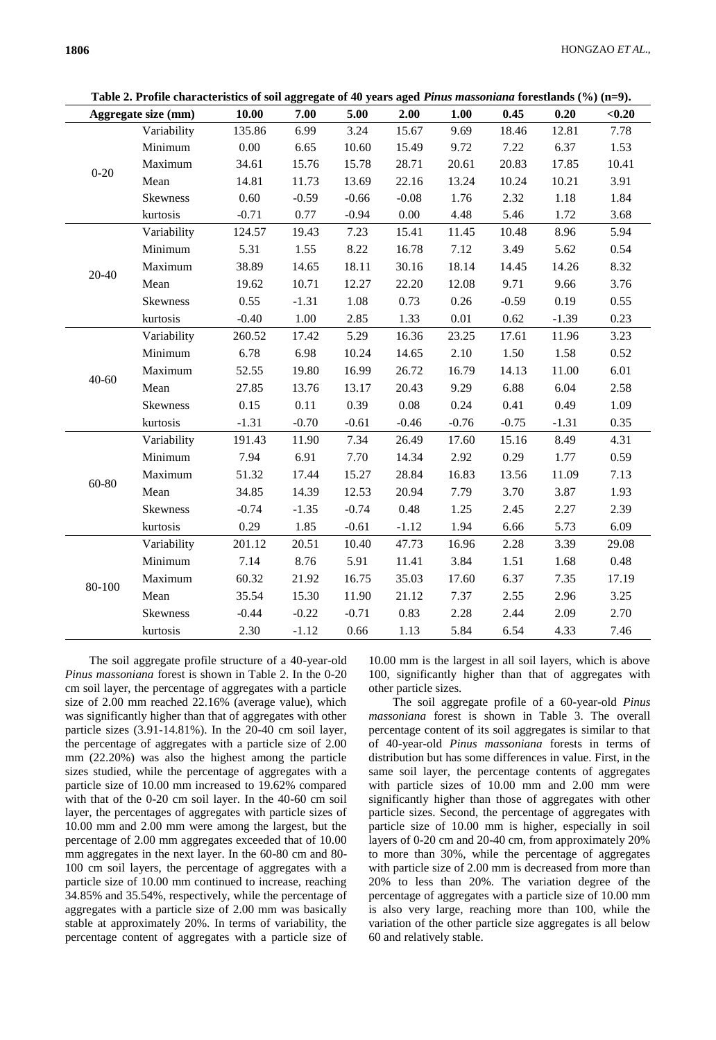**Table 2. Profile characteristics of soil aggregate of 40 years aged *Pinus massoniana* forestlands (%) (n=9).**

| Aggregate size (mm) | | 10.00 | 7.00 | 5.00 | 2.00 | 1.00 | 0.45 | 0.20 | <0.20 |
|---|---|---|---|---|---|---|---|---|---|
| 0-20 | Variability | 135.86 | 6.99 | 3.24 | 15.67 | 9.69 | 18.46 | 12.81 | 7.78 |
| | Minimum | 0.00 | 6.65 | 10.60 | 15.49 | 9.72 | 7.22 | 6.37 | 1.53 |
| | Maximum | 34.61 | 15.76 | 15.78 | 28.71 | 20.61 | 20.83 | 17.85 | 10.41 |
| | Mean | 14.81 | 11.73 | 13.69 | 22.16 | 13.24 | 10.24 | 10.21 | 3.91 |
| | Skewness | 0.60 | -0.59 | -0.66 | -0.08 | 1.76 | 2.32 | 1.18 | 1.84 |
| | kurtosis | -0.71 | 0.77 | -0.94 | 0.00 | 4.48 | 5.46 | 1.72 | 3.68 |
| 20-40 | Variability | 124.57 | 19.43 | 7.23 | 15.41 | 11.45 | 10.48 | 8.96 | 5.94 |
| | Minimum | 5.31 | 1.55 | 8.22 | 16.78 | 7.12 | 3.49 | 5.62 | 0.54 |
| | Maximum | 38.89 | 14.65 | 18.11 | 30.16 | 18.14 | 14.45 | 14.26 | 8.32 |
| | Mean | 19.62 | 10.71 | 12.27 | 22.20 | 12.08 | 9.71 | 9.66 | 3.76 |
| | Skewness | 0.55 | -1.31 | 1.08 | 0.73 | 0.26 | -0.59 | 0.19 | 0.55 |
| | kurtosis | -0.40 | 1.00 | 2.85 | 1.33 | 0.01 | 0.62 | -1.39 | 0.23 |
| 40-60 | Variability | 260.52 | 17.42 | 5.29 | 16.36 | 23.25 | 17.61 | 11.96 | 3.23 |
| | Minimum | 6.78 | 6.98 | 10.24 | 14.65 | 2.10 | 1.50 | 1.58 | 0.52 |
| | Maximum | 52.55 | 19.80 | 16.99 | 26.72 | 16.79 | 14.13 | 11.00 | 6.01 |
| | Mean | 27.85 | 13.76 | 13.17 | 20.43 | 9.29 | 6.88 | 6.04 | 2.58 |
| | Skewness | 0.15 | 0.11 | 0.39 | 0.08 | 0.24 | 0.41 | 0.49 | 1.09 |
| | kurtosis | -1.31 | -0.70 | -0.61 | -0.46 | -0.76 | -0.75 | -1.31 | 0.35 |
| 60-80 | Variability | 191.43 | 11.90 | 7.34 | 26.49 | 17.60 | 15.16 | 8.49 | 4.31 |
| | Minimum | 7.94 | 6.91 | 7.70 | 14.34 | 2.92 | 0.29 | 1.77 | 0.59 |
| | Maximum | 51.32 | 17.44 | 15.27 | 28.84 | 16.83 | 13.56 | 11.09 | 7.13 |
| | Mean | 34.85 | 14.39 | 12.53 | 20.94 | 7.79 | 3.70 | 3.87 | 1.93 |
| | Skewness | -0.74 | -1.35 | -0.74 | 0.48 | 1.25 | 2.45 | 2.27 | 2.39 |
| | kurtosis | 0.29 | 1.85 | -0.61 | -1.12 | 1.94 | 6.66 | 5.73 | 6.09 |
| 80-100 | Variability | 201.12 | 20.51 | 10.40 | 47.73 | 16.96 | 2.28 | 3.39 | 29.08 |
| | Minimum | 7.14 | 8.76 | 5.91 | 11.41 | 3.84 | 1.51 | 1.68 | 0.48 |
| | Maximum | 60.32 | 21.92 | 16.75 | 35.03 | 17.60 | 6.37 | 7.35 | 17.19 |
| | Mean | 35.54 | 15.30 | 11.90 | 21.12 | 7.37 | 2.55 | 2.96 | 3.25 |
| | Skewness | -0.44 | -0.22 | -0.71 | 0.83 | 2.28 | 2.44 | 2.09 | 2.70 |
| | kurtosis | 2.30 | -1.12 | 0.66 | 1.13 | 5.84 | 6.54 | 4.33 | 7.46 |

The soil aggregate profile structure of a 40-year-old *Pinus massoniana* forest is shown in Table 2. In the 0-20 cm soil layer, the percentage of aggregates with a particle size of 2.00 mm reached 22.16% (average value), which was significantly higher than that of aggregates with other particle sizes (3.91-14.81%). In the 20-40 cm soil layer, the percentage of aggregates with a particle size of 2.00 mm (22.20%) was also the highest among the particle sizes studied, while the percentage of aggregates with a particle size of 10.00 mm increased to 19.62% compared with that of the 0-20 cm soil layer. In the 40-60 cm soil layer, the percentages of aggregates with particle sizes of 10.00 mm and 2.00 mm were among the largest, but the percentage of 2.00 mm aggregates exceeded that of 10.00 mm aggregates in the next layer. In the 60-80 cm and 80-100 cm soil layers, the percentage of aggregates with a particle size of 10.00 mm continued to increase, reaching 34.85% and 35.54%, respectively, while the percentage of aggregates with a particle size of 2.00 mm was basically stable at approximately 20%. In terms of variability, the percentage content of aggregates with a particle size of 10.00 mm is the largest in all soil layers, which is above 100, significantly higher than that of aggregates with other particle sizes.

The soil aggregate profile of a 60-year-old *Pinus massoniana* forest is shown in Table 3. The overall percentage content of its soil aggregates is similar to that of 40-year-old *Pinus massoniana* forests in terms of distribution but has some differences in value. First, in the same soil layer, the percentage contents of aggregates with particle sizes of 10.00 mm and 2.00 mm were significantly higher than those of aggregates with other particle sizes. Second, the percentage of aggregates with particle size of 10.00 mm is higher, especially in soil layers of 0-20 cm and 20-40 cm, from approximately 20% to more than 30%, while the percentage of aggregates with particle size of 2.00 mm is decreased from more than 20% to less than 20%. The variation degree of the percentage of aggregates with a particle size of 10.00 mm is also very large, reaching more than 100, while the variation of the other particle size aggregates is all below 60 and relatively stable.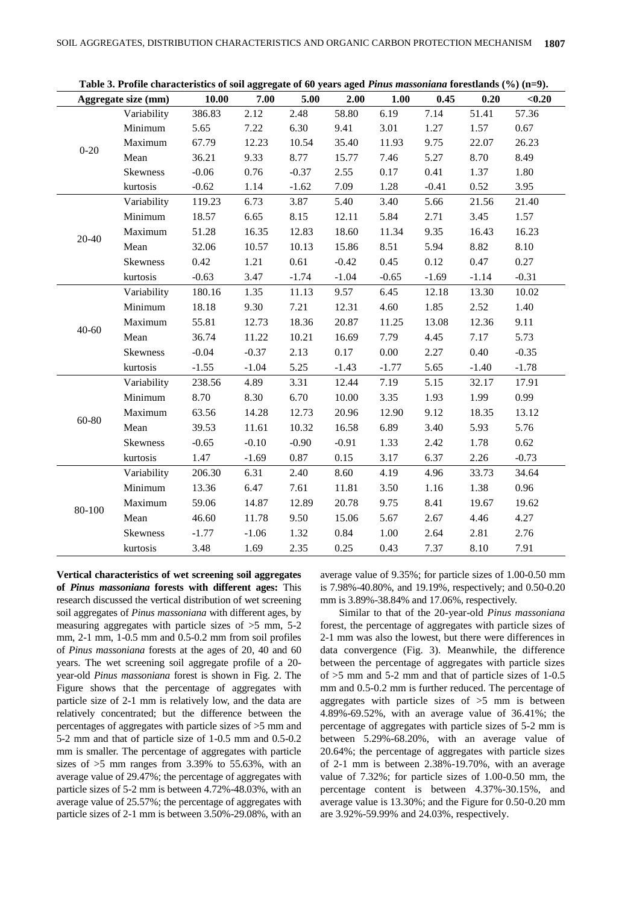**Table 3. Profile characteristics of soil aggregate of 60 years aged *Pinus massoniana* forestlands (%) (n=9).**

| Aggregate size (mm) | | 10.00 | 7.00 | 5.00 | 2.00 | 1.00 | 0.45 | 0.20 | <0.20 |
|---|---|---|---|---|---|---|---|---|---|
| 0-20 | Variability | 386.83 | 2.12 | 2.48 | 58.80 | 6.19 | 7.14 | 51.41 | 57.36 |
| | Minimum | 5.65 | 7.22 | 6.30 | 9.41 | 3.01 | 1.27 | 1.57 | 0.67 |
| | Maximum | 67.79 | 12.23 | 10.54 | 35.40 | 11.93 | 9.75 | 22.07 | 26.23 |
| | Mean | 36.21 | 9.33 | 8.77 | 15.77 | 7.46 | 5.27 | 8.70 | 8.49 |
| | Skewness | -0.06 | 0.76 | -0.37 | 2.55 | 0.17 | 0.41 | 1.37 | 1.80 |
| | kurtosis | -0.62 | 1.14 | -1.62 | 7.09 | 1.28 | -0.41 | 0.52 | 3.95 |
| 20-40 | Variability | 119.23 | 6.73 | 3.87 | 5.40 | 3.40 | 5.66 | 21.56 | 21.40 |
| | Minimum | 18.57 | 6.65 | 8.15 | 12.11 | 5.84 | 2.71 | 3.45 | 1.57 |
| | Maximum | 51.28 | 16.35 | 12.83 | 18.60 | 11.34 | 9.35 | 16.43 | 16.23 |
| | Mean | 32.06 | 10.57 | 10.13 | 15.86 | 8.51 | 5.94 | 8.82 | 8.10 |
| | Skewness | 0.42 | 1.21 | 0.61 | -0.42 | 0.45 | 0.12 | 0.47 | 0.27 |
| | kurtosis | -0.63 | 3.47 | -1.74 | -1.04 | -0.65 | -1.69 | -1.14 | -0.31 |
| 40-60 | Variability | 180.16 | 1.35 | 11.13 | 9.57 | 6.45 | 12.18 | 13.30 | 10.02 |
| | Minimum | 18.18 | 9.30 | 7.21 | 12.31 | 4.60 | 1.85 | 2.52 | 1.40 |
| | Maximum | 55.81 | 12.73 | 18.36 | 20.87 | 11.25 | 13.08 | 12.36 | 9.11 |
| | Mean | 36.74 | 11.22 | 10.21 | 16.69 | 7.79 | 4.45 | 7.17 | 5.73 |
| | Skewness | -0.04 | -0.37 | 2.13 | 0.17 | 0.00 | 2.27 | 0.40 | -0.35 |
| | kurtosis | -1.55 | -1.04 | 5.25 | -1.43 | -1.77 | 5.65 | -1.40 | -1.78 |
| 60-80 | Variability | 238.56 | 4.89 | 3.31 | 12.44 | 7.19 | 5.15 | 32.17 | 17.91 |
| | Minimum | 8.70 | 8.30 | 6.70 | 10.00 | 3.35 | 1.93 | 1.99 | 0.99 |
| | Maximum | 63.56 | 14.28 | 12.73 | 20.96 | 12.90 | 9.12 | 18.35 | 13.12 |
| | Mean | 39.53 | 11.61 | 10.32 | 16.58 | 6.89 | 3.40 | 5.93 | 5.76 |
| | Skewness | -0.65 | -0.10 | -0.90 | -0.91 | 1.33 | 2.42 | 1.78 | 0.62 |
| | kurtosis | 1.47 | -1.69 | 0.87 | 0.15 | 3.17 | 6.37 | 2.26 | -0.73 |
| 80-100 | Variability | 206.30 | 6.31 | 2.40 | 8.60 | 4.19 | 4.96 | 33.73 | 34.64 |
| | Minimum | 13.36 | 6.47 | 7.61 | 11.81 | 3.50 | 1.16 | 1.38 | 0.96 |
| | Maximum | 59.06 | 14.87 | 12.89 | 20.78 | 9.75 | 8.41 | 19.67 | 19.62 |
| | Mean | 46.60 | 11.78 | 9.50 | 15.06 | 5.67 | 2.67 | 4.46 | 4.27 |
| | Skewness | -1.77 | -1.06 | 1.32 | 0.84 | 1.00 | 2.64 | 2.81 | 2.76 |
| | kurtosis | 3.48 | 1.69 | 2.35 | 0.25 | 0.43 | 7.37 | 8.10 | 7.91 |

**Vertical characteristics of wet screening soil aggregates of *Pinus massoniana* forests with different ages:** This research discussed the vertical distribution of wet screening soil aggregates of *Pinus massoniana* with different ages, by measuring aggregates with particle sizes of >5 mm, 5-2 mm, 2-1 mm, 1-0.5 mm and 0.5-0.2 mm from soil profiles of *Pinus massoniana* forests at the ages of 20, 40 and 60 years. The wet screening soil aggregate profile of a 20-year-old *Pinus massoniana* forest is shown in Fig. 2. The Figure shows that the percentage of aggregates with particle size of 2-1 mm is relatively low, and the data are relatively concentrated; but the difference between the percentages of aggregates with particle sizes of >5 mm and 5-2 mm and that of particle size of 1-0.5 mm and 0.5-0.2 mm is smaller. The percentage of aggregates with particle sizes of >5 mm ranges from 3.39% to 55.63%, with an average value of 29.47%; the percentage of aggregates with particle sizes of 5-2 mm is between 4.72%-48.03%, with an average value of 25.57%; the percentage of aggregates with particle sizes of 2-1 mm is between 3.50%-29.08%, with an average value of 9.35%; for particle sizes of 1.00-0.50 mm is 7.98%-40.80%, and 19.19%, respectively; and 0.50-0.20 mm is 3.89%-38.84% and 17.06%, respectively.

Similar to that of the 20-year-old *Pinus massoniana* forest, the percentage of aggregates with particle sizes of 2-1 mm was also the lowest, but there were differences in data convergence (Fig. 3). Meanwhile, the difference between the percentage of aggregates with particle sizes of >5 mm and 5-2 mm and that of particle sizes of 1-0.5 mm and 0.5-0.2 mm is further reduced. The percentage of aggregates with particle sizes of >5 mm is between 4.89%-69.52%, with an average value of 36.41%; the percentage of aggregates with particle sizes of 5-2 mm is between 5.29%-68.20%, with an average value of 20.64%; the percentage of aggregates with particle sizes of 2-1 mm is between 2.38%-19.70%, with an average value of 7.32%; for particle sizes of 1.00-0.50 mm, the percentage content is between 4.37%-30.15%, and average value is 13.30%; and the Figure for 0.50-0.20 mm are 3.92%-59.99% and 24.03%, respectively.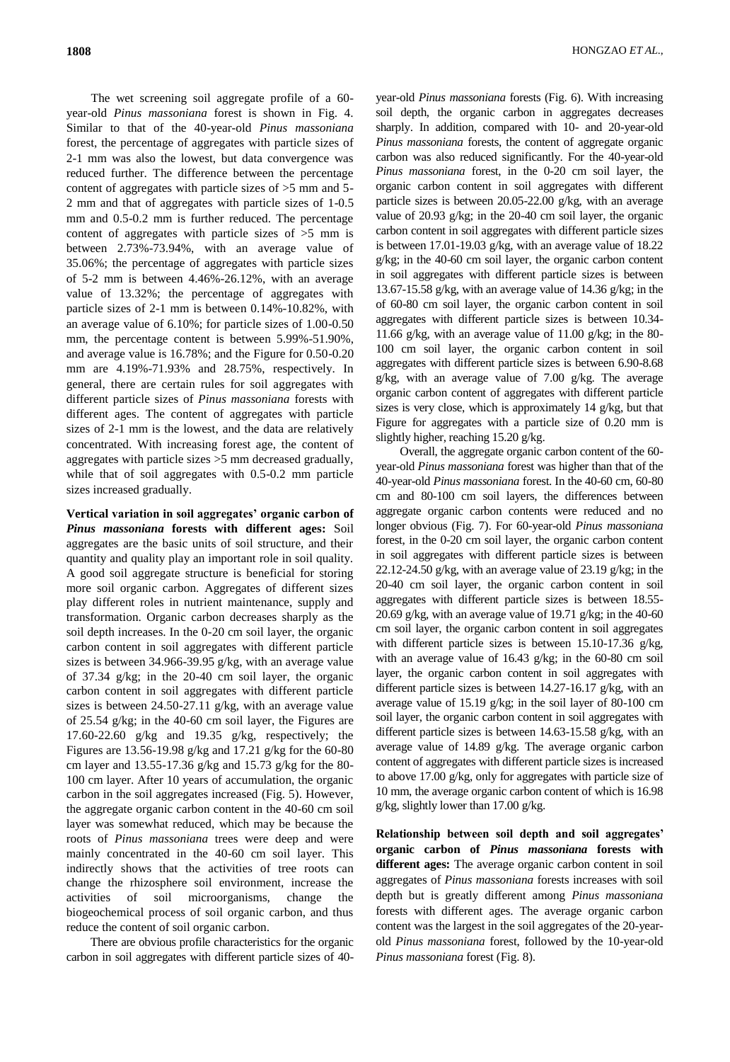The wet screening soil aggregate profile of a 60-year-old *Pinus massoniana* forest is shown in Fig. 4. Similar to that of the 40-year-old *Pinus massoniana* forest, the percentage of aggregates with particle sizes of 2-1 mm was also the lowest, but data convergence was reduced further. The difference between the percentage content of aggregates with particle sizes of >5 mm and 5-2 mm and that of aggregates with particle sizes of 1-0.5 mm and 0.5-0.2 mm is further reduced. The percentage content of aggregates with particle sizes of >5 mm is between 2.73%-73.94%, with an average value of 35.06%; the percentage of aggregates with particle sizes of 5-2 mm is between 4.46%-26.12%, with an average value of 13.32%; the percentage of aggregates with particle sizes of 2-1 mm is between 0.14%-10.82%, with an average value of 6.10%; for particle sizes of 1.00-0.50 mm, the percentage content is between 5.99%-51.90%, and average value is 16.78%; and the Figure for 0.50-0.20 mm are 4.19%-71.93% and 28.75%, respectively. In general, there are certain rules for soil aggregates with different particle sizes of *Pinus massoniana* forests with different ages. The content of aggregates with particle sizes of 2-1 mm is the lowest, and the data are relatively concentrated. With increasing forest age, the content of aggregates with particle sizes >5 mm decreased gradually, while that of soil aggregates with 0.5-0.2 mm particle sizes increased gradually.

**Vertical variation in soil aggregates' organic carbon of *Pinus massoniana* forests with different ages:** Soil aggregates are the basic units of soil structure, and their quantity and quality play an important role in soil quality. A good soil aggregate structure is beneficial for storing more soil organic carbon. Aggregates of different sizes play different roles in nutrient maintenance, supply and transformation. Organic carbon decreases sharply as the soil depth increases. In the 0-20 cm soil layer, the organic carbon content in soil aggregates with different particle sizes is between 34.966-39.95 g/kg, with an average value of 37.34 g/kg; in the 20-40 cm soil layer, the organic carbon content in soil aggregates with different particle sizes is between 24.50-27.11 g/kg, with an average value of 25.54 g/kg; in the 40-60 cm soil layer, the Figures are 17.60-22.60 g/kg and 19.35 g/kg, respectively; the Figures are 13.56-19.98 g/kg and 17.21 g/kg for the 60-80 cm layer and 13.55-17.36 g/kg and 15.73 g/kg for the 80-100 cm layer. After 10 years of accumulation, the organic carbon in the soil aggregates increased (Fig. 5). However, the aggregate organic carbon content in the 40-60 cm soil layer was somewhat reduced, which may be because the roots of *Pinus massoniana* trees were deep and were mainly concentrated in the 40-60 cm soil layer. This indirectly shows that the activities of tree roots can change the rhizosphere soil environment, increase the activities of soil microorganisms, change the biogeochemical process of soil organic carbon, and thus reduce the content of soil organic carbon.

There are obvious profile characteristics for the organic carbon in soil aggregates with different particle sizes of 40-year-old *Pinus massoniana* forests (Fig. 6). With increasing soil depth, the organic carbon in aggregates decreases sharply. In addition, compared with 10- and 20-year-old *Pinus massoniana* forests, the content of aggregate organic carbon was also reduced significantly. For the 40-year-old *Pinus massoniana* forest, in the 0-20 cm soil layer, the organic carbon content in soil aggregates with different particle sizes is between 20.05-22.00 g/kg, with an average value of 20.93 g/kg; in the 20-40 cm soil layer, the organic carbon content in soil aggregates with different particle sizes is between 17.01-19.03 g/kg, with an average value of 18.22 g/kg; in the 40-60 cm soil layer, the organic carbon content in soil aggregates with different particle sizes is between 13.67-15.58 g/kg, with an average value of 14.36 g/kg; in the of 60-80 cm soil layer, the organic carbon content in soil aggregates with different particle sizes is between 10.34-11.66 g/kg, with an average value of 11.00 g/kg; in the 80-100 cm soil layer, the organic carbon content in soil aggregates with different particle sizes is between 6.90-8.68 g/kg, with an average value of 7.00 g/kg. The average organic carbon content of aggregates with different particle sizes is very close, which is approximately 14 g/kg, but that Figure for aggregates with a particle size of 0.20 mm is slightly higher, reaching 15.20 g/kg.

Overall, the aggregate organic carbon content of the 60-year-old *Pinus massoniana* forest was higher than that of the 40-year-old *Pinus massoniana* forest. In the 40-60 cm, 60-80 cm and 80-100 cm soil layers, the differences between aggregate organic carbon contents were reduced and no longer obvious (Fig. 7). For 60-year-old *Pinus massoniana* forest, in the 0-20 cm soil layer, the organic carbon content in soil aggregates with different particle sizes is between 22.12-24.50 g/kg, with an average value of 23.19 g/kg; in the 20-40 cm soil layer, the organic carbon content in soil aggregates with different particle sizes is between 18.55-20.69 g/kg, with an average value of 19.71 g/kg; in the 40-60 cm soil layer, the organic carbon content in soil aggregates with different particle sizes is between 15.10-17.36 g/kg, with an average value of 16.43 g/kg; in the 60-80 cm soil layer, the organic carbon content in soil aggregates with different particle sizes is between 14.27-16.17 g/kg, with an average value of 15.19 g/kg; in the soil layer of 80-100 cm soil layer, the organic carbon content in soil aggregates with different particle sizes is between 14.63-15.58 g/kg, with an average value of 14.89 g/kg. The average organic carbon content of aggregates with different particle sizes is increased to above 17.00 g/kg, only for aggregates with particle size of 10 mm, the average organic carbon content of which is 16.98 g/kg, slightly lower than 17.00 g/kg.

**Relationship between soil depth and soil aggregates' organic carbon of *Pinus massoniana* forests with different ages:** The average organic carbon content in soil aggregates of *Pinus massoniana* forests increases with soil depth but is greatly different among *Pinus massoniana* forests with different ages. The average organic carbon content was the largest in the soil aggregates of the 20-year-old *Pinus massoniana* forest, followed by the 10-year-old *Pinus massoniana* forest (Fig. 8).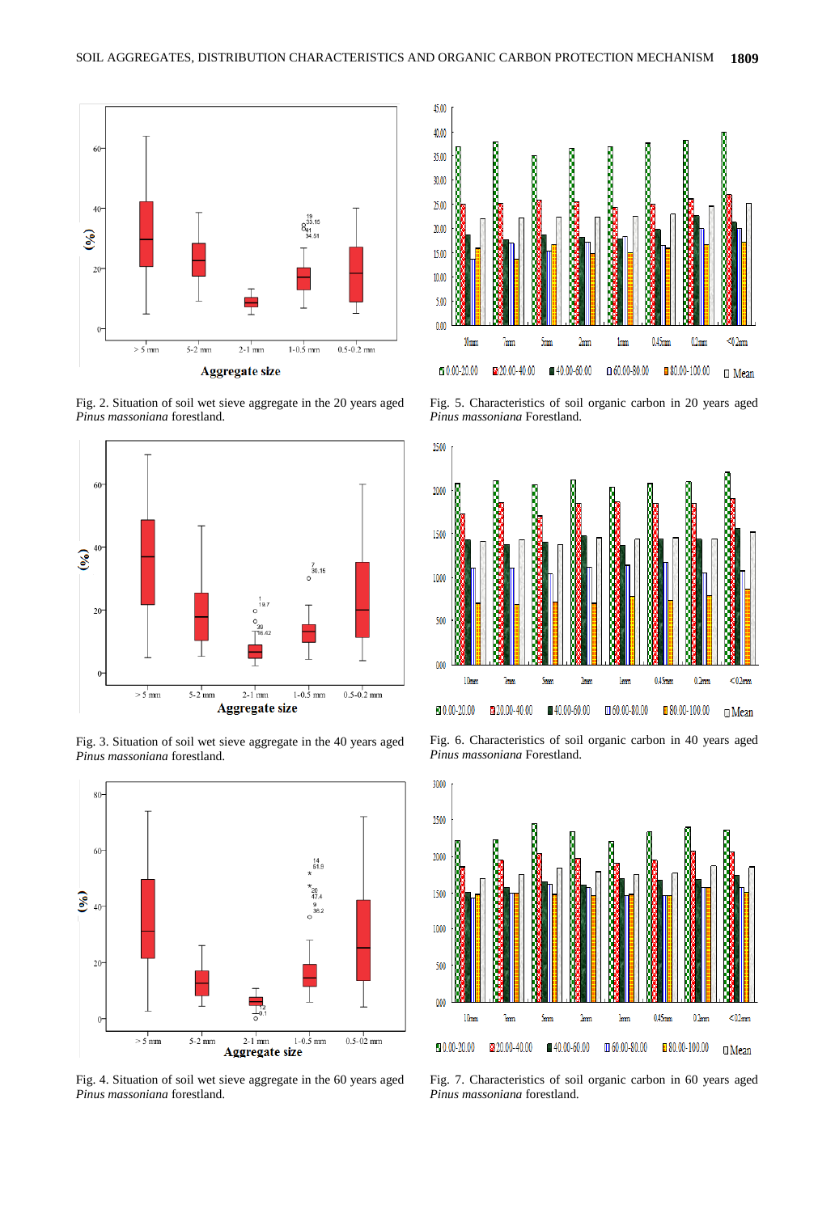Fig. 2. Situation of soil wet sieve aggregate in the 20 years aged *Pinus massoniana* forestland.

Fig. 5. Characteristics of soil organic carbon in 20 years aged *Pinus massoniana* Forestland.

Fig. 3. Situation of soil wet sieve aggregate in the 40 years aged *Pinus massoniana* forestland.

Fig. 6. Characteristics of soil organic carbon in 40 years aged *Pinus massoniana* Forestland.

Fig. 4. Situation of soil wet sieve aggregate in the 60 years aged *Pinus massoniana* forestland.

Fig. 7. Characteristics of soil organic carbon in 60 years aged *Pinus massoniana* forestland.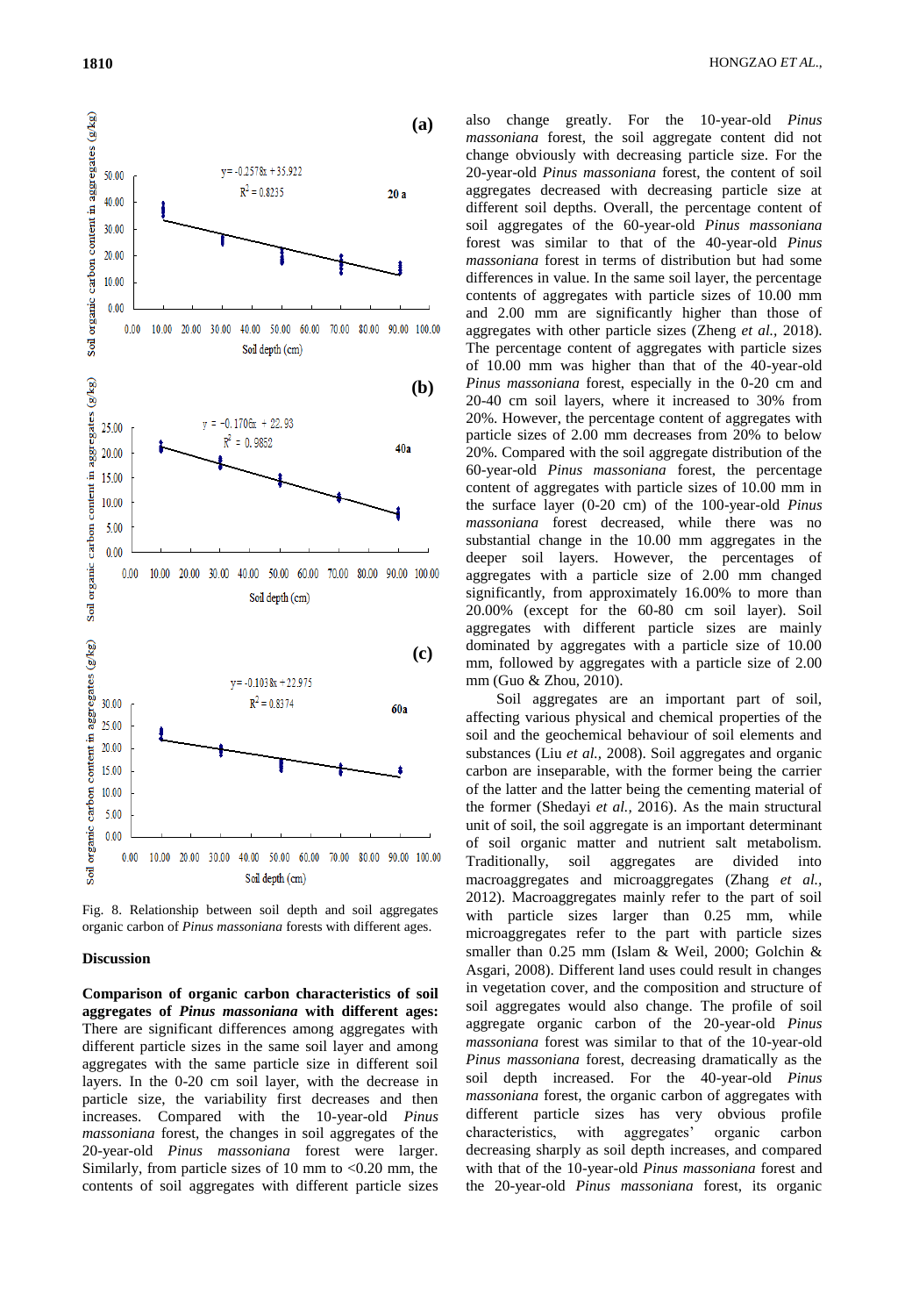Fig. 8. Relationship between soil depth and soil aggregates organic carbon of *Pinus massoniana* forests with different ages.

## Discussion

**Comparison of organic carbon characteristics of soil aggregates of *Pinus massoniana* with different ages:** There are significant differences among aggregates with different particle sizes in the same soil layer and among aggregates with the same particle size in different soil layers. In the 0-20 cm soil layer, with the decrease in particle size, the variability first decreases and then increases. Compared with the 10-year-old *Pinus massoniana* forest, the changes in soil aggregates of the 20-year-old *Pinus massoniana* forest were larger. Similarly, from particle sizes of 10 mm to <0.20 mm, the contents of soil aggregates with different particle sizes also change greatly. For the 10-year-old *Pinus massoniana* forest, the soil aggregate content did not change obviously with decreasing particle size. For the 20-year-old *Pinus massoniana* forest, the content of soil aggregates decreased with decreasing particle size at different soil depths. Overall, the percentage content of soil aggregates of the 60-year-old *Pinus massoniana* forest was similar to that of the 40-year-old *Pinus massoniana* forest in terms of distribution but had some differences in value. In the same soil layer, the percentage contents of aggregates with particle sizes of 10.00 mm and 2.00 mm are significantly higher than those of aggregates with other particle sizes (Zheng *et al.,* 2018). The percentage content of aggregates with particle sizes of 10.00 mm was higher than that of the 40-year-old *Pinus massoniana* forest, especially in the 0-20 cm and 20-40 cm soil layers, where it increased to 30% from 20%. However, the percentage content of aggregates with particle sizes of 2.00 mm decreases from 20% to below 20%. Compared with the soil aggregate distribution of the 60-year-old *Pinus massoniana* forest, the percentage content of aggregates with particle sizes of 10.00 mm in the surface layer (0-20 cm) of the 100-year-old *Pinus massoniana* forest decreased, while there was no substantial change in the 10.00 mm aggregates in the deeper soil layers. However, the percentages of aggregates with a particle size of 2.00 mm changed significantly, from approximately 16.00% to more than 20.00% (except for the 60-80 cm soil layer). Soil aggregates with different particle sizes are mainly dominated by aggregates with a particle size of 10.00 mm, followed by aggregates with a particle size of 2.00 mm (Guo & Zhou, 2010).

Soil aggregates are an important part of soil, affecting various physical and chemical properties of the soil and the geochemical behaviour of soil elements and substances (Liu *et al.,* 2008). Soil aggregates and organic carbon are inseparable, with the former being the carrier of the latter and the latter being the cementing material of the former (Shedayi *et al.,* 2016). As the main structural unit of soil, the soil aggregate is an important determinant of soil organic matter and nutrient salt metabolism. Traditionally, soil aggregates are divided into macroaggregates and microaggregates (Zhang *et al.,* 2012). Macroaggregates mainly refer to the part of soil with particle sizes larger than 0.25 mm, while microaggregates refer to the part with particle sizes smaller than 0.25 mm (Islam & Weil, 2000; Golchin & Asgari, 2008). Different land uses could result in changes in vegetation cover, and the composition and structure of soil aggregates would also change. The profile of soil aggregate organic carbon of the 20-year-old *Pinus massoniana* forest was similar to that of the 10-year-old *Pinus massoniana* forest, decreasing dramatically as the soil depth increased. For the 40-year-old *Pinus massoniana* forest, the organic carbon of aggregates with different particle sizes has very obvious profile characteristics, with aggregates' organic carbon decreasing sharply as soil depth increases, and compared with that of the 10-year-old *Pinus massoniana* forest and the 20-year-old *Pinus massoniana* forest, its organic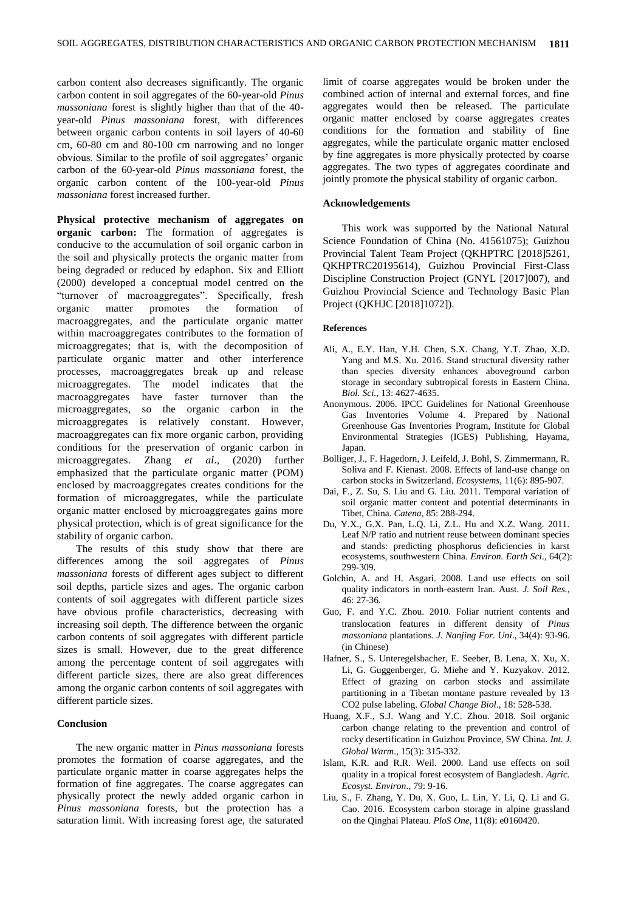carbon content also decreases significantly. The organic carbon content in soil aggregates of the 60-year-old *Pinus massoniana* forest is slightly higher than that of the 40-year-old *Pinus massoniana* forest, with differences between organic carbon contents in soil layers of 40-60 cm, 60-80 cm and 80-100 cm narrowing and no longer obvious. Similar to the profile of soil aggregates' organic carbon of the 60-year-old *Pinus massoniana* forest, the organic carbon content of the 100-year-old *Pinus massoniana* forest increased further.

**Physical protective mechanism of aggregates on organic carbon:** The formation of aggregates is conducive to the accumulation of soil organic carbon in the soil and physically protects the organic matter from being degraded or reduced by edaphon. Six and Elliott (2000) developed a conceptual model centred on the "turnover of macroaggregates". Specifically, fresh organic matter promotes the formation of macroaggregates, and the particulate organic matter within macroaggregates contributes to the formation of microaggregates; that is, with the decomposition of particulate organic matter and other interference processes, macroaggregates break up and release microaggregates. The model indicates that the macroaggregates have faster turnover than the microaggregates, so the organic carbon in the microaggregates is relatively constant. However, macroaggregates can fix more organic carbon, providing conditions for the preservation of organic carbon in microaggregates. Zhang *et al*., (2020) further emphasized that the particulate organic matter (POM) enclosed by macroaggregates creates conditions for the formation of microaggregates, while the particulate organic matter enclosed by microaggregates gains more physical protection, which is of great significance for the stability of organic carbon.

The results of this study show that there are differences among the soil aggregates of *Pinus massoniana* forests of different ages subject to different soil depths, particle sizes and ages. The organic carbon contents of soil aggregates with different particle sizes have obvious profile characteristics, decreasing with increasing soil depth. The difference between the organic carbon contents of soil aggregates with different particle sizes is small. However, due to the great difference among the percentage content of soil aggregates with different particle sizes, there are also great differences among the organic carbon contents of soil aggregates with different particle sizes.

## Conclusion

The new organic matter in *Pinus massoniana* forests promotes the formation of coarse aggregates, and the particulate organic matter in coarse aggregates helps the formation of fine aggregates. The coarse aggregates can physically protect the newly added organic carbon in *Pinus massoniana* forests, but the protection has a saturation limit. With increasing forest age, the saturated limit of coarse aggregates would be broken under the combined action of internal and external forces, and fine aggregates would then be released. The particulate organic matter enclosed by coarse aggregates creates conditions for the formation and stability of fine aggregates, while the particulate organic matter enclosed by fine aggregates is more physically protected by coarse aggregates. The two types of aggregates coordinate and jointly promote the physical stability of organic carbon.

## Acknowledgements

This work was supported by the National Natural Science Foundation of China (No. 41561075); Guizhou Provincial Talent Team Project (QKHPTRC [2018]5261, QKHPTRC20195614), Guizhou Provincial First-Class Discipline Construction Project (GNYL [2017]007), and Guizhou Provincial Science and Technology Basic Plan Project (QKHJC [2018]1072]).

## References

Ali, A., E.Y. Han, Y.H. Chen, S.X. Chang, Y.T. Zhao, X.D. Yang and M.S. Xu. 2016. Stand structural diversity rather than species diversity enhances aboveground carbon storage in secondary subtropical forests in Eastern China. *Biol. Sci.*, 13: 4627-4635.

Anonymous. 2006. IPCC Guidelines for National Greenhouse Gas Inventories Volume 4. Prepared by National Greenhouse Gas Inventories Program, Institute for Global Environmental Strategies (IGES) Publishing, Hayama, Japan.

Bolliger, J., F. Hagedorn, J. Leifeld, J. Bohl, S. Zimmermann, R. Soliva and F. Kienast. 2008. Effects of land-use change on carbon stocks in Switzerland. *Ecosystems*, 11(6): 895-907.

Dai, F., Z. Su, S. Liu and G. Liu. 2011. Temporal variation of soil organic matter content and potential determinants in Tibet, China. *Catena*, 85: 288-294.

Du, Y.X., G.X. Pan, L.Q. Li, Z.L. Hu and X.Z. Wang. 2011. Leaf N/P ratio and nutrient reuse between dominant species and stands: predicting phosphorus deficiencies in karst ecosystems, southwestern China. *Environ. Earth Sci*., 64(2): 299-309.

Golchin, A. and H. Asgari. 2008. Land use effects on soil quality indicators in north-eastern Iran. Aust. *J. Soil Res.*, 46: 27-36.

Guo, F. and Y.C. Zhou. 2010. Foliar nutrient contents and translocation features in different density of *Pinus massoniana* plantations. *J. Nanjing For. Uni*., 34(4): 93-96. (in Chinese)

Hafner, S., S. Unteregelsbacher, E. Seeber, B. Lena, X. Xu, X. Li, G. Guggenberger, G. Miehe and Y. Kuzyakov. 2012. Effect of grazing on carbon stocks and assimilate partitioning in a Tibetan montane pasture revealed by 13 CO2 pulse labeling. *Global Change Biol*., 18: 528-538.

Huang, X.F., S.J. Wang and Y.C. Zhou. 2018. Soil organic carbon change relating to the prevention and control of rocky desertification in Guizhou Province, SW China. *Int. J. Global Warm*., 15(3): 315-332.

Islam, K.R. and R.R. Weil. 2000. Land use effects on soil quality in a tropical forest ecosystem of Bangladesh. *Agric. Ecosyst. Environ*., 79: 9-16.

Liu, S., F. Zhang, Y. Du, X. Guo, L. Lin, Y. Li, Q. Li and G. Cao. 2016. Ecosystem carbon storage in alpine grassland on the Qinghai Plateau. *PloS One*, 11(8): e0160420.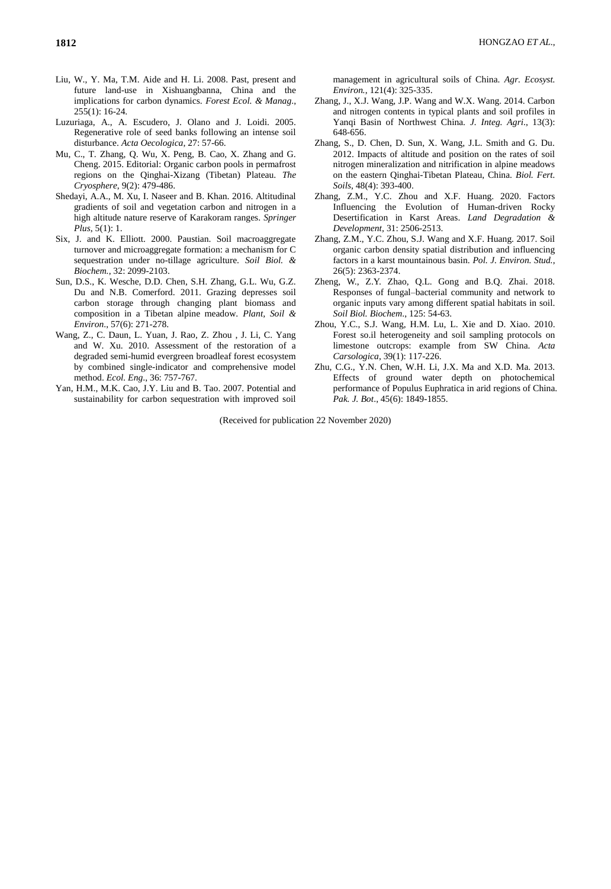Liu, W., Y. Ma, T.M. Aide and H. Li. 2008. Past, present and future land-use in Xishuangbanna, China and the implications for carbon dynamics. *Forest Ecol. & Manag*., 255(1): 16-24.

Luzuriaga, A., A. Escudero, J. Olano and J. Loidi. 2005. Regenerative role of seed banks following an intense soil disturbance. *Acta Oecologica*, 27: 57-66.

Mu, C., T. Zhang, Q. Wu, X. Peng, B. Cao, X. Zhang and G. Cheng. 2015. Editorial: Organic carbon pools in permafrost regions on the Qinghai-Xizang (Tibetan) Plateau. *The Cryosphere*, 9(2): 479-486.

Shedayi, A.A., M. Xu, I. Naseer and B. Khan. 2016. Altitudinal gradients of soil and vegetation carbon and nitrogen in a high altitude nature reserve of Karakoram ranges. *Springer Plus*, 5(1): 1.

Six, J. and K. Elliott. 2000. Paustian. Soil macroaggregate turnover and microaggregate formation: a mechanism for C sequestration under no-tillage agriculture. *Soil Biol. & Biochem.*, 32: 2099-2103.

Sun, D.S., K. Wesche, D.D. Chen, S.H. Zhang, G.L. Wu, G.Z. Du and N.B. Comerford. 2011. Grazing depresses soil carbon storage through changing plant biomass and composition in a Tibetan alpine meadow. *Plant, Soil & Environ*., 57(6): 271-278.

Wang, Z., C. Daun, L. Yuan, J. Rao, Z. Zhou , J. Li, C. Yang and W. Xu. 2010. Assessment of the restoration of a degraded semi-humid evergreen broadleaf forest ecosystem by combined single-indicator and comprehensive model method. *Ecol. Eng*., 36: 757-767.

Yan, H.M., M.K. Cao, J.Y. Liu and B. Tao. 2007. Potential and sustainability for carbon sequestration with improved soil management in agricultural soils of China. *Agr. Ecosyst. Environ.*, 121(4): 325-335.

Zhang, J., X.J. Wang, J.P. Wang and W.X. Wang. 2014. Carbon and nitrogen contents in typical plants and soil profiles in Yanqi Basin of Northwest China. *J. Integ. Agri*., 13(3): 648-656.

Zhang, S., D. Chen, D. Sun, X. Wang, J.L. Smith and G. Du. 2012. Impacts of altitude and position on the rates of soil nitrogen mineralization and nitrification in alpine meadows on the eastern Qinghai-Tibetan Plateau, China. *Biol. Fert. Soils*, 48(4): 393-400.

Zhang, Z.M., Y.C. Zhou and X.F. Huang. 2020. Factors Influencing the Evolution of Human-driven Rocky Desertification in Karst Areas. *Land Degradation & Development*, 31: 2506-2513.

Zhang, Z.M., Y.C. Zhou, S.J. Wang and X.F. Huang. 2017. Soil organic carbon density spatial distribution and influencing factors in a karst mountainous basin. *Pol. J. Environ. Stud.*, 26(5): 2363-2374.

Zheng, W., Z.Y. Zhao, Q.L. Gong and B.Q. Zhai. 2018. Responses of fungal–bacterial community and network to organic inputs vary among different spatial habitats in soil. *Soil Biol. Biochem*., 125: 54-63.

Zhou, Y.C., S.J. Wang, H.M. Lu, L. Xie and D. Xiao. 2010. Forest so.il heterogeneity and soil sampling protocols on limestone outcrops: example from SW China. *Acta Carsologica*, 39(1): 117-226.

Zhu, C.G., Y.N. Chen, W.H. Li, J.X. Ma and X.D. Ma. 2013. Effects of ground water depth on photochemical performance of Populus Euphratica in arid regions of China. *Pak. J. Bot*., 45(6): 1849-1855.

(Received for publication 22 November 2020)